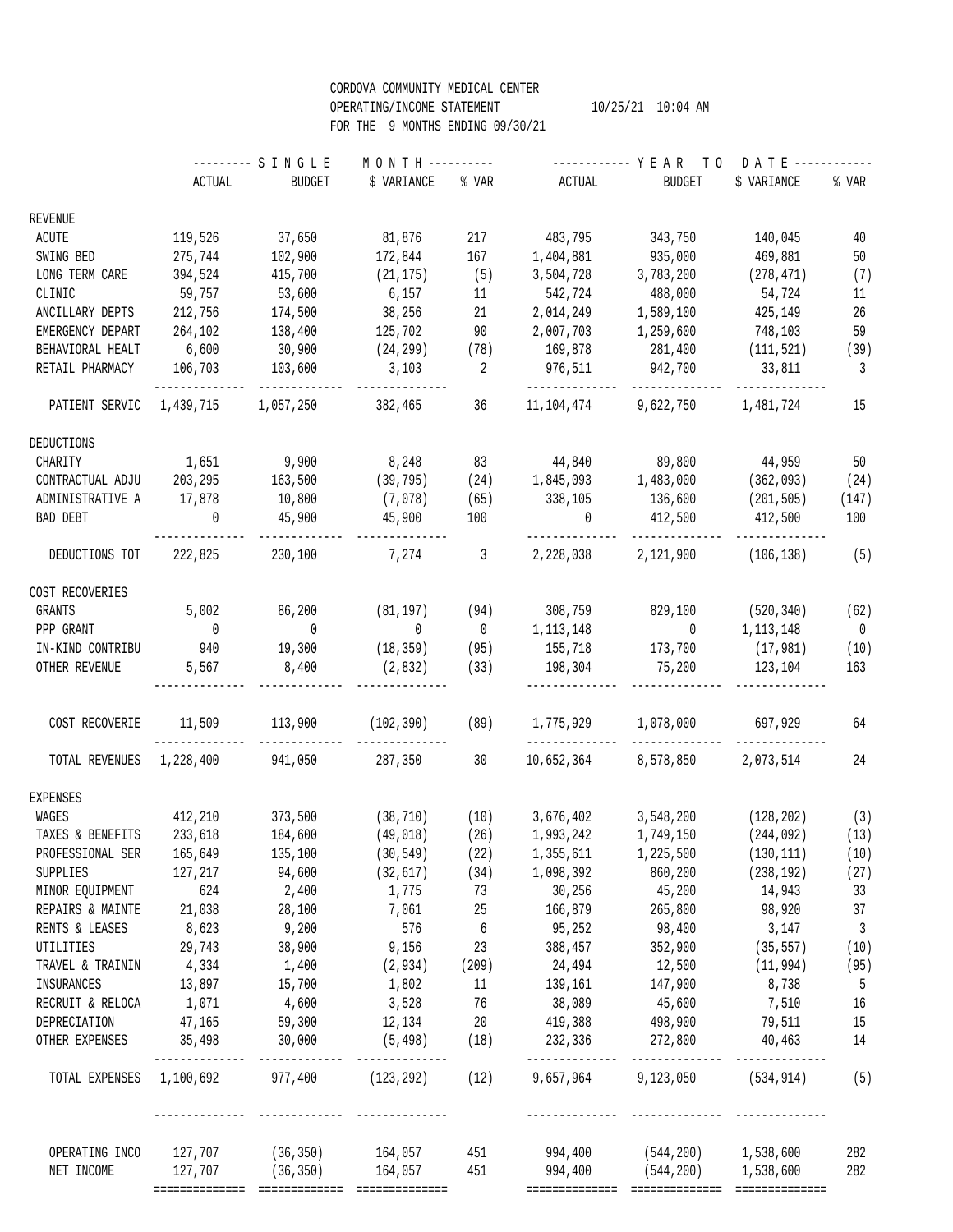CORDOVA COMMUNITY MEDICAL CENTER
OPERATING/INCOME STATEMENT 10/25/21 10:04 AM
FOR THE 9 MONTHS ENDING 09/30/21

| | SINGLE MONTH | | | | YEAR TO DATE | | | |
|---|---|---|---|---|---|---|---|---|
| | ACTUAL | BUDGET | $ VARIANCE | % VAR | ACTUAL | BUDGET | $ VARIANCE | % VAR |
| **REVENUE** | | | | | | | | |
| ACUTE | 119,526 | 37,650 | 81,876 | 217 | 483,795 | 343,750 | 140,045 | 40 |
| SWING BED | 275,744 | 102,900 | 172,844 | 167 | 1,404,881 | 935,000 | 469,881 | 50 |
| LONG TERM CARE | 394,524 | 415,700 | (21,175) | (5) | 3,504,728 | 3,783,200 | (278,471) | (7) |
| CLINIC | 59,757 | 53,600 | 6,157 | 11 | 542,724 | 488,000 | 54,724 | 11 |
| ANCILLARY DEPTS | 212,756 | 174,500 | 38,256 | 21 | 2,014,249 | 1,589,100 | 425,149 | 26 |
| EMERGENCY DEPART | 264,102 | 138,400 | 125,702 | 90 | 2,007,703 | 1,259,600 | 748,103 | 59 |
| BEHAVIORAL HEALT | 6,600 | 30,900 | (24,299) | (78) | 169,878 | 281,400 | (111,521) | (39) |
| RETAIL PHARMACY | 106,703 | 103,600 | 3,103 | 2 | 976,511 | 942,700 | 33,811 | 3 |
| PATIENT SERVIC | 1,439,715 | 1,057,250 | 382,465 | 36 | 11,104,474 | 9,622,750 | 1,481,724 | 15 |
| **DEDUCTIONS** | | | | | | | | |
| CHARITY | 1,651 | 9,900 | 8,248 | 83 | 44,840 | 89,800 | 44,959 | 50 |
| CONTRACTUAL ADJU | 203,295 | 163,500 | (39,795) | (24) | 1,845,093 | 1,483,000 | (362,093) | (24) |
| ADMINISTRATIVE A | 17,878 | 10,800 | (7,078) | (65) | 338,105 | 136,600 | (201,505) | (147) |
| BAD DEBT | 0 | 45,900 | 45,900 | 100 | 0 | 412,500 | 412,500 | 100 |
| DEDUCTIONS TOT | 222,825 | 230,100 | 7,274 | 3 | 2,228,038 | 2,121,900 | (106,138) | (5) |
| **COST RECOVERIES** | | | | | | | | |
| GRANTS | 5,002 | 86,200 | (81,197) | (94) | 308,759 | 829,100 | (520,340) | (62) |
| PPP GRANT | 0 | 0 | 0 | 0 | 1,113,148 | 0 | 1,113,148 | 0 |
| IN-KIND CONTRIBU | 940 | 19,300 | (18,359) | (95) | 155,718 | 173,700 | (17,981) | (10) |
| OTHER REVENUE | 5,567 | 8,400 | (2,832) | (33) | 198,304 | 75,200 | 123,104 | 163 |
| COST RECOVERIE | 11,509 | 113,900 | (102,390) | (89) | 1,775,929 | 1,078,000 | 697,929 | 64 |
| TOTAL REVENUES | 1,228,400 | 941,050 | 287,350 | 30 | 10,652,364 | 8,578,850 | 2,073,514 | 24 |
| **EXPENSES** | | | | | | | | |
| WAGES | 412,210 | 373,500 | (38,710) | (10) | 3,676,402 | 3,548,200 | (128,202) | (3) |
| TAXES & BENEFITS | 233,618 | 184,600 | (49,018) | (26) | 1,993,242 | 1,749,150 | (244,092) | (13) |
| PROFESSIONAL SER | 165,649 | 135,100 | (30,549) | (22) | 1,355,611 | 1,225,500 | (130,111) | (10) |
| SUPPLIES | 127,217 | 94,600 | (32,617) | (34) | 1,098,392 | 860,200 | (238,192) | (27) |
| MINOR EQUIPMENT | 624 | 2,400 | 1,775 | 73 | 30,256 | 45,200 | 14,943 | 33 |
| REPAIRS & MAINTE | 21,038 | 28,100 | 7,061 | 25 | 166,879 | 265,800 | 98,920 | 37 |
| RENTS & LEASES | 8,623 | 9,200 | 576 | 6 | 95,252 | 98,400 | 3,147 | 3 |
| UTILITIES | 29,743 | 38,900 | 9,156 | 23 | 388,457 | 352,900 | (35,557) | (10) |
| TRAVEL & TRAININ | 4,334 | 1,400 | (2,934) | (209) | 24,494 | 12,500 | (11,994) | (95) |
| INSURANCES | 13,897 | 15,700 | 1,802 | 11 | 139,161 | 147,900 | 8,738 | 5 |
| RECRUIT & RELOCA | 1,071 | 4,600 | 3,528 | 76 | 38,089 | 45,600 | 7,510 | 16 |
| DEPRECIATION | 47,165 | 59,300 | 12,134 | 20 | 419,388 | 498,900 | 79,511 | 15 |
| OTHER EXPENSES | 35,498 | 30,000 | (5,498) | (18) | 232,336 | 272,800 | 40,463 | 14 |
| TOTAL EXPENSES | 1,100,692 | 977,400 | (123,292) | (12) | 9,657,964 | 9,123,050 | (534,914) | (5) |
| OPERATING INCO | 127,707 | (36,350) | 164,057 | 451 | 994,400 | (544,200) | 1,538,600 | 282 |
| NET INCOME | 127,707 | (36,350) | 164,057 | 451 | 994,400 | (544,200) | 1,538,600 | 282 |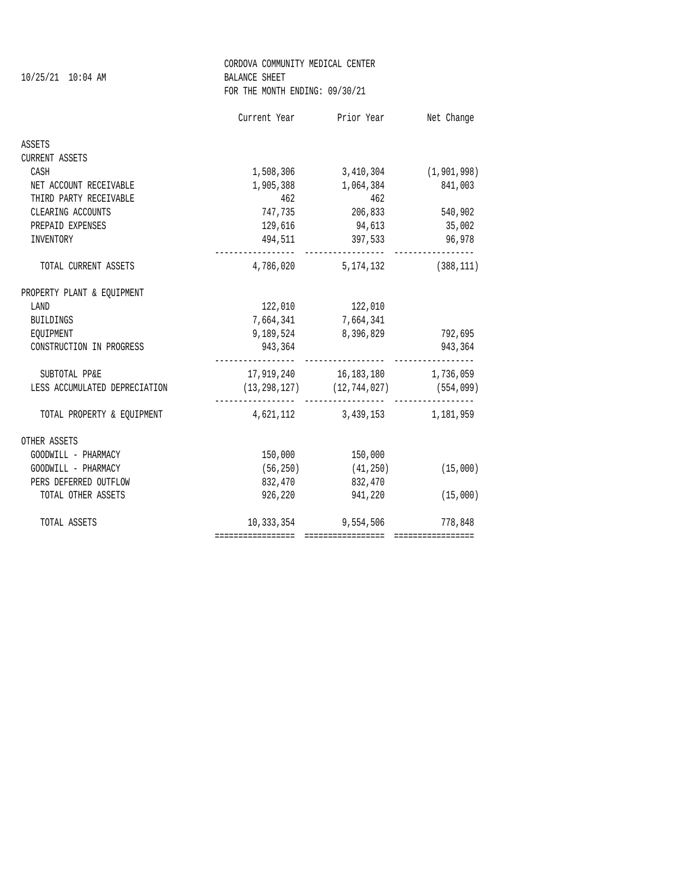10/25/21 10:04 AM

# CORDOVA COMMUNITY MEDICAL CENTER
## BALANCE SHEET
### FOR THE MONTH ENDING: 09/30/21

| | Current Year | Prior Year | Net Change |
|---|---|---|---|
| **ASSETS** | | | |
| **CURRENT ASSETS** | | | |
| CASH | 1,508,306 | 3,410,304 | (1,901,998) |
| NET ACCOUNT RECEIVABLE | 1,905,388 | 1,064,384 | 841,003 |
| THIRD PARTY RECEIVABLE | 462 | 462 | |
| CLEARING ACCOUNTS | 747,735 | 206,833 | 540,902 |
| PREPAID EXPENSES | 129,616 | 94,613 | 35,002 |
| INVENTORY | 494,511 | 397,533 | 96,978 |
| TOTAL CURRENT ASSETS | 4,786,020 | 5,174,132 | (388,111) |
| **PROPERTY PLANT & EQUIPMENT** | | | |
| LAND | 122,010 | 122,010 | |
| BUILDINGS | 7,664,341 | 7,664,341 | |
| EQUIPMENT | 9,189,524 | 8,396,829 | 792,695 |
| CONSTRUCTION IN PROGRESS | 943,364 | | 943,364 |
| SUBTOTAL PP&E | 17,919,240 | 16,183,180 | 1,736,059 |
| LESS ACCUMULATED DEPRECIATION | (13,298,127) | (12,744,027) | (554,099) |
| TOTAL PROPERTY & EQUIPMENT | 4,621,112 | 3,439,153 | 1,181,959 |
| **OTHER ASSETS** | | | |
| GOODWILL - PHARMACY | 150,000 | 150,000 | |
| GOODWILL - PHARMACY | (56,250) | (41,250) | (15,000) |
| PERS DEFERRED OUTFLOW | 832,470 | 832,470 | |
| TOTAL OTHER ASSETS | 926,220 | 941,220 | (15,000) |
| TOTAL ASSETS | 10,333,354 | 9,554,506 | 778,848 |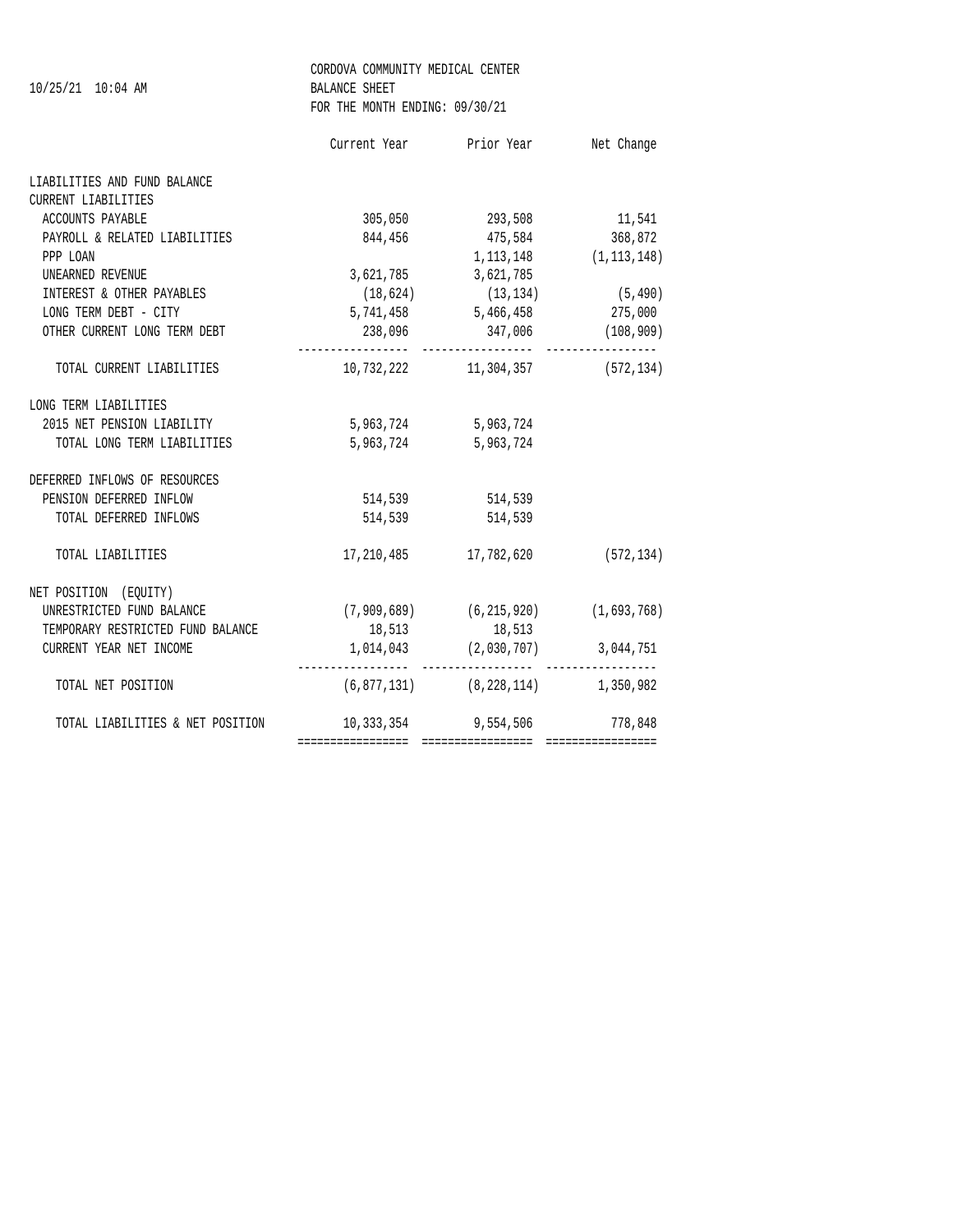CORDOVA COMMUNITY MEDICAL CENTER
BALANCE SHEET
FOR THE MONTH ENDING: 09/30/21

10/25/21 10:04 AM

| | Current Year | Prior Year | Net Change |
|---|---|---|---|
| LIABILITIES AND FUND BALANCE | | | |
| CURRENT LIABILITIES | | | |
| ACCOUNTS PAYABLE | 305,050 | 293,508 | 11,541 |
| PAYROLL & RELATED LIABILITIES | 844,456 | 475,584 | 368,872 |
| PPP LOAN | | 1,113,148 | (1,113,148) |
| UNEARNED REVENUE | 3,621,785 | 3,621,785 | |
| INTEREST & OTHER PAYABLES | (18,624) | (13,134) | (5,490) |
| LONG TERM DEBT - CITY | 5,741,458 | 5,466,458 | 275,000 |
| OTHER CURRENT LONG TERM DEBT | 238,096 | 347,006 | (108,909) |
| TOTAL CURRENT LIABILITIES | 10,732,222 | 11,304,357 | (572,134) |
| LONG TERM LIABILITIES | | | |
| 2015 NET PENSION LIABILITY | 5,963,724 | 5,963,724 | |
| TOTAL LONG TERM LIABILITIES | 5,963,724 | 5,963,724 | |
| DEFERRED INFLOWS OF RESOURCES | | | |
| PENSION DEFERRED INFLOW | 514,539 | 514,539 | |
| TOTAL DEFERRED INFLOWS | 514,539 | 514,539 | |
| TOTAL LIABILITIES | 17,210,485 | 17,782,620 | (572,134) |
| NET POSITION (EQUITY) | | | |
| UNRESTRICTED FUND BALANCE | (7,909,689) | (6,215,920) | (1,693,768) |
| TEMPORARY RESTRICTED FUND BALANCE | 18,513 | 18,513 | |
| CURRENT YEAR NET INCOME | 1,014,043 | (2,030,707) | 3,044,751 |
| TOTAL NET POSITION | (6,877,131) | (8,228,114) | 1,350,982 |
| TOTAL LIABILITIES & NET POSITION | 10,333,354 | 9,554,506 | 778,848 |